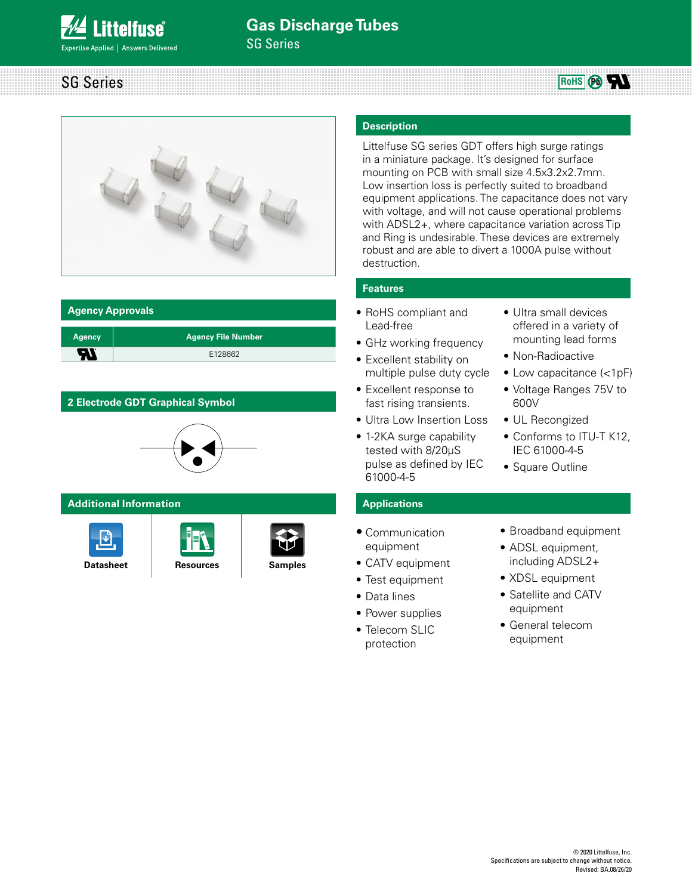# Gas Discharge Tubes

SG Series

## SG Series

## Description

Littelfuse SG series GDT offers high surge ratings in a miniature package. It's designed for surface mounting on PCB with small size 4.5x3.2x2.7mm. Low insertion loss is perfectly suited to broadband equipment applications. The capacitance does not vary with voltage, and will not cause operational problems with ADSL2+, where capacitance variation across Tip and Ring is undesirable. These devices are extremely robust and are able to divert a 1000A pulse without destruction.

## Features

- RoHS compliant and Lead-free
- GHz working frequency
- Excellent stability on multiple pulse duty cycle
- Excellent response to fast rising transients.
- Ultra Low Insertion Loss
- 1-2KA surge capability tested with 8/20µS pulse as defined by IEC 61000-4-5
- Ultra small devices offered in a variety of mounting lead forms
- Non-Radioactive
- Low capacitance (<1pF)
- Voltage Ranges 75V to 600V
- UL Recongized
- Conforms to ITU-T K12, IEC 61000-4-5
- Square Outline

## Agency Approvals

| Agency | Agency File Number |
|---|---|
| UL | E128662 |

## 2 Electrode GDT Graphical Symbol

## Applications

- Communication equipment
- CATV equipment
- Test equipment
- Data lines
- Power supplies
- Telecom SLIC protection
- Broadband equipment
- ADSL equipment, including ADSL2+
- XDSL equipment
- Satellite and CATV equipment
- General telecom equipment

## Additional Information

Datasheet | Resources | Samples

© 2020 Littelfuse, Inc.
Specifications are subject to change without notice.
Revised: BA.08/26/20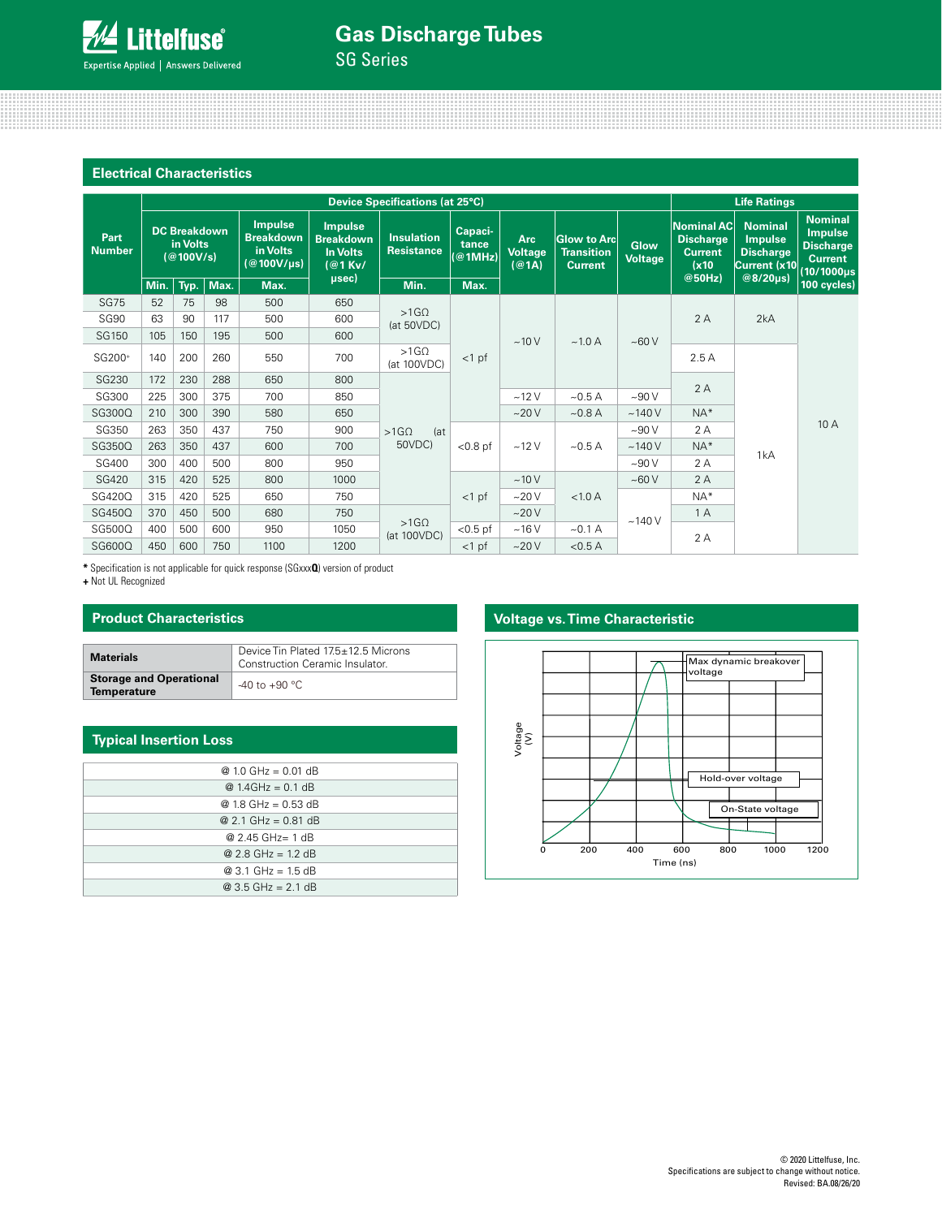# Gas Discharge Tubes

SG Series

## Electrical Characteristics

| Part Number | Device Specifications (at 25°C) | | | | | | | | | | | Life Ratings | | |
|---|---|---|---|---|---|---|---|---|---|---|---|---|---|---|
| | DC Breakdown in Volts (@100V/s) | | | Impulse Breakdown in Volts (@100V/µs) | Impulse Breakdown In Volts (@1 Kv/µsec) | Insulation Resistance | Capacitance (@1MHz) | Arc Voltage (@1A) | Glow to Arc Transition Current | Glow Voltage | Nominal AC Discharge Current (x10 @50Hz) | Nominal Impulse Discharge Current (x10 @8/20µs) | Nominal Impulse Discharge Current (10/1000µs 100 cycles) |
| | Min. | Typ. | Max. | Max. | | Min. | Max. | | | | | | |
| SG75 | 52 | 75 | 98 | 500 | 650 | >1GΩ (at 50VDC) | <1 pf | ~10 V | ~1.0 A | ~60 V | 2 A | 2kA | 10 A |
| SG90 | 63 | 90 | 117 | 500 | 600 | >1GΩ (at 50VDC) | <1 pf | ~10 V | ~1.0 A | ~60 V | 2 A | 2kA | 10 A |
| SG150 | 105 | 150 | 195 | 500 | 600 | >1GΩ (at 50VDC) | <1 pf | ~10 V | ~1.0 A | ~60 V | 2 A | 2kA | 10 A |
| SG200+ | 140 | 200 | 260 | 550 | 700 | >1GΩ (at 100VDC) | <1 pf | ~10 V | ~1.0 A | ~60 V | 2.5 A | 1kA | 10 A |
| SG230 | 172 | 230 | 288 | 650 | 800 | >1GΩ (at 50VDC) | <1 pf | ~10 V | ~1.0 A | ~60 V | 2 A | 1kA | 10 A |
| SG300 | 225 | 300 | 375 | 700 | 850 | >1GΩ (at 50VDC) | <1 pf | ~12 V | ~0.5 A | ~90 V | 2 A | 1kA | 10 A |
| SG300Q | 210 | 300 | 390 | 580 | 650 | >1GΩ (at 50VDC) | <1 pf | ~20 V | ~0.8 A | ~140 V | NA* | 1kA | 10 A |
| SG350 | 263 | 350 | 437 | 750 | 900 | >1GΩ (at 50VDC) | <0.8 pf | ~12 V | ~0.5 A | ~90 V | 2 A | 1kA | 10 A |
| SG350Q | 263 | 350 | 437 | 600 | 700 | >1GΩ (at 50VDC) | <0.8 pf | ~12 V | ~0.5 A | ~140 V | NA* | 1kA | 10 A |
| SG400 | 300 | 400 | 500 | 800 | 950 | >1GΩ (at 50VDC) | <0.8 pf | ~12 V | ~0.5 A | ~90 V | 2 A | 1kA | 10 A |
| SG420 | 315 | 420 | 525 | 800 | 1000 | >1GΩ (at 50VDC) | <1 pf | ~10 V | <1.0 A | ~60 V | 2 A | 1kA | 10 A |
| SG420Q | 315 | 420 | 525 | 650 | 750 | >1GΩ (at 50VDC) | <1 pf | ~20 V | <1.0 A | ~140 V | NA* | 1kA | 10 A |
| SG450Q | 370 | 450 | 500 | 680 | 750 | >1GΩ (at 100VDC) | <1 pf | ~20 V | <1.0 A | ~140 V | 1 A | 1kA | 10 A |
| SG500Q | 400 | 500 | 600 | 950 | 1050 | >1GΩ (at 100VDC) | <0.5 pf | ~16 V | ~0.1 A | ~140 V | 2 A | 1kA | 10 A |
| SG600Q | 450 | 600 | 750 | 1100 | 1200 | >1GΩ (at 100VDC) | <1 pf | ~20 V | <0.5 A | ~140 V | 2 A | 1kA | 10 A |

**\*** Specification is not applicable for quick response (SGxxx**Q**) version of product
**+** Not UL Recognized

## Product Characteristics

| | |
|---|---|
| **Materials** | Device Tin Plated 17.5±12.5 Microns<br>Construction Ceramic Insulator. |
| **Storage and Operational Temperature** | -40 to +90 °C |

## Typical Insertion Loss

| |
|---|
| @ 1.0 GHz = 0.01 dB |
| @ 1.4GHz = 0.1 dB |
| @ 1.8 GHz = 0.53 dB |
| @ 2.1 GHz = 0.81 dB |
| @ 2.45 GHz= 1 dB |
| @ 2.8 GHz = 1.2 dB |
| @ 3.1 GHz = 1.5 dB |
| @ 3.5 GHz = 2.1 dB |

## Voltage vs. Time Characteristic

Max dynamic breakover voltage

Hold-over voltage

On-State voltage

Voltage (V)

Time (ns)

0 200 400 600 800 1000 1200

© 2020 Littelfuse, Inc.
Specifications are subject to change without notice.
Revised: BA.08/26/20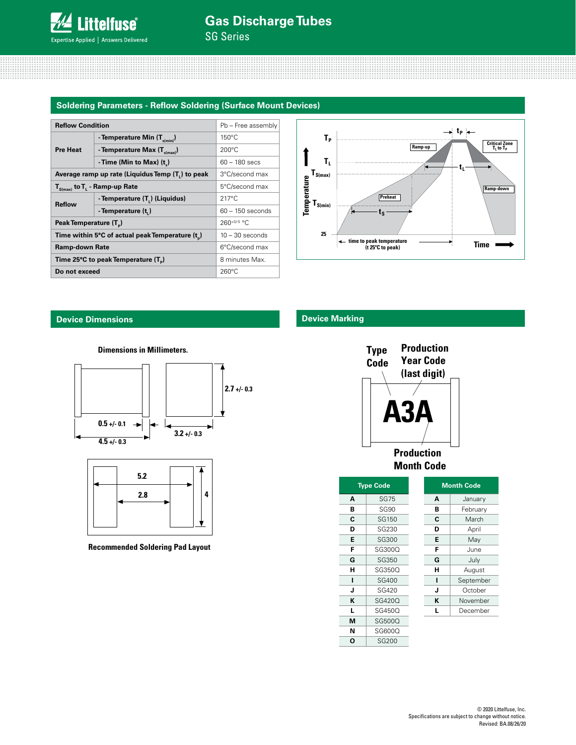# Gas Discharge Tubes

SG Series

## Soldering Parameters - Reflow Soldering (Surface Mount Devices)

| Reflow Condition | | Pb – Free assembly |
|---|---|---|
| Pre Heat | - Temperature Min ($T_{s(min)}$) | 150°C |
| | - Temperature Max ($T_{s(max)}$) | 200°C |
| | - Time (Min to Max) ($t_s$) | 60 – 180 secs |
| Average ramp up rate (Liquidus Temp ($T_L$) to peak | | 3°C/second max |
| $T_{S(max)}$ to $T_L$ - Ramp-up Rate | | 5°C/second max |
| Reflow | - Temperature ($T_L$) (Liquidus) | 217°C |
| | - Temperature ($t_L$) | 60 – 150 seconds |
| Peak Temperature ($T_P$) | | $260^{+0/-5}$ °C |
| Time within 5°C of actual peak Temperature ($t_p$) | | 10 – 30 seconds |
| Ramp-down Rate | | 6°C/second max |
| Time 25°C to peak Temperature ($T_P$) | | 8 minutes Max. |
| Do not exceed | | 260°C |

## Device Dimensions

Dimensions in Millimeters.

0.5 +/- 0.1

4.5 +/- 0.3

3.2 +/- 0.3

2.7 +/- 0.3

5.2

2.8

4

Recommended Soldering Pad Layout

## Device Marking

Type Code

Production Year Code (last digit)

A3A

Production Month Code

| Type Code | |
|---|---|
| A | SG75 |
| B | SG90 |
| C | SG150 |
| D | SG230 |
| E | SG300 |
| F | SG300Q |
| G | SG350 |
| H | SG350Q |
| I | SG400 |
| J | SG420 |
| K | SG420Q |
| L | SG450Q |
| M | SG500Q |
| N | SG600Q |
| O | SG200 |

| Month Code | |
|---|---|
| A | January |
| B | February |
| C | March |
| D | April |
| E | May |
| F | June |
| G | July |
| H | August |
| I | September |
| J | October |
| K | November |
| L | December |

© 2020 Littelfuse, Inc.
Specifications are subject to change without notice.
Revised: BA.08/26/20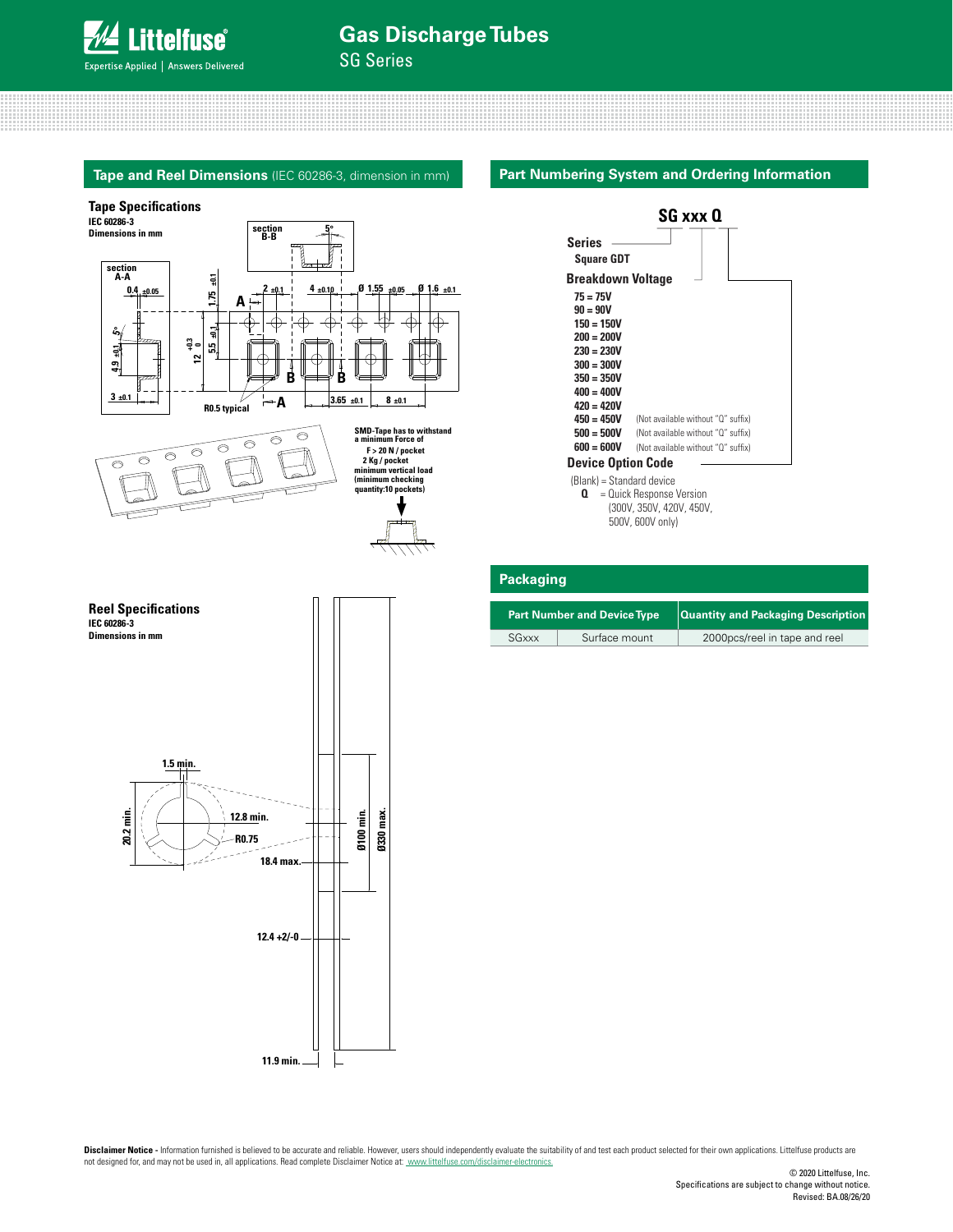## Tape and Reel Dimensions (IEC 60286-3, dimension in mm)

### Tape Specifications

IEC 60286-3
Dimensions in mm

section A-A
0.4 ±0.05
5°
4.9 ±0.1
3 ±0.1
12 +0.3/0
1.75 ±0.1
5.5 ±0.1
R0.5 typical
section B-B
5°
2 ±0.1
4 ±0.10
Ø 1.55 ±0.05
Ø 1.6 ±0.1
A
B
B
A
3.65 ±0.1
8 ±0.1

SMD-Tape has to withstand a minimum Force of
F > 20 N / pocket
2 Kg / pocket
minimum vertical load
(minimum checking quantity:10 pockets)

### Reel Specifications

IEC 60286-3
Dimensions in mm

1.5 min.
20.2 min.
12.8 min.
R0.75
18.4 max.
Ø100 min.
Ø330 max.
12.4 +2/-0
11.9 min.

## Part Numbering System and Ordering Information

**SG xxx Q**

**Series**
Square GDT

**Breakdown Voltage**
- 75 = 75V
- 90 = 90V
- 150 = 150V
- 200 = 200V
- 230 = 230V
- 300 = 300V
- 350 = 350V
- 400 = 400V
- 420 = 420V
- 450 = 450V (Not available without "Q" suffix)
- 500 = 500V (Not available without "Q" suffix)
- 600 = 600V (Not available without "Q" suffix)

**Device Option Code**
(Blank) = Standard device
**Q** = Quick Response Version (300V, 350V, 420V, 450V, 500V, 600V only)

## Packaging

| Part Number and Device Type | | Quantity and Packaging Description |
|---|---|---|
| SGxxx | Surface mount | 2000pcs/reel in tape and reel |

**Disclaimer Notice -** Information furnished is believed to be accurate and reliable. However, users should independently evaluate the suitability of and test each product selected for their own applications. Littelfuse products are not designed for, and may not be used in, all applications. Read complete Disclaimer Notice at: www.littelfuse.com/disclaimer-electronics.

© 2020 Littelfuse, Inc.
Specifications are subject to change without notice.
Revised: BA.08/26/20